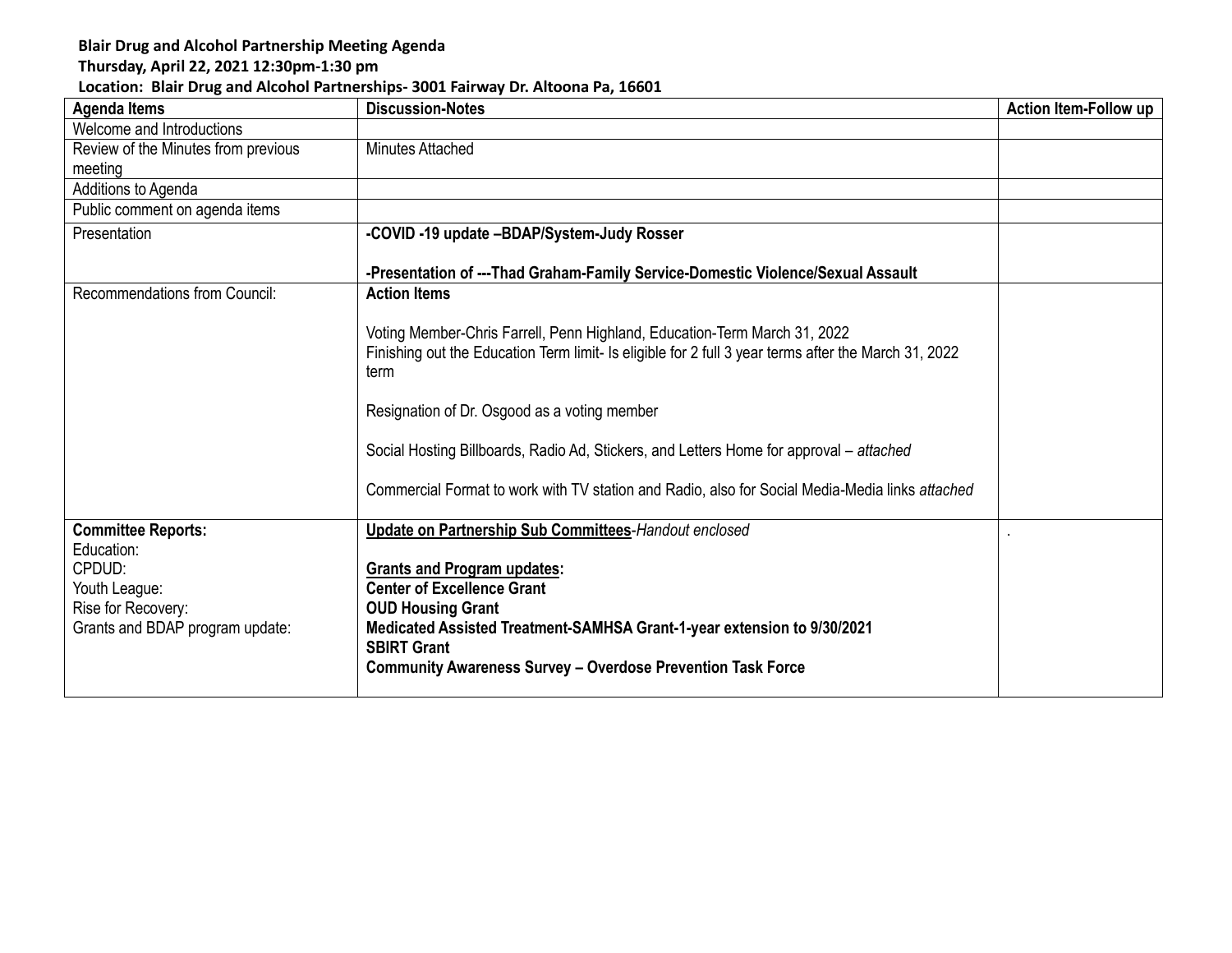**Blair Drug and Alcohol Partnership Meeting Agenda**
**Thursday, April 22, 2021 12:30pm-1:30 pm**
**Location: Blair Drug and Alcohol Partnerships- 3001 Fairway Dr. Altoona Pa, 16601**

| Agenda Items | Discussion-Notes | Action Item-Follow up |
|---|---|---|
| Welcome and Introductions | | |
| Review of the Minutes from previous meeting | Minutes Attached | |
| Additions to Agenda | | |
| Public comment on agenda items | | |
| Presentation | **-COVID -19 update –BDAP/System-Judy Rosser**<br><br>**-Presentation of ---Thad Graham-Family Service-Domestic Violence/Sexual Assault** | |
| Recommendations from Council: | **Action Items**<br><br>Voting Member-Chris Farrell, Penn Highland, Education-Term March 31, 2022<br>Finishing out the Education Term limit- Is eligible for 2 full 3 year terms after the March 31, 2022 term<br><br>Resignation of Dr. Osgood as a voting member<br><br>Social Hosting Billboards, Radio Ad, Stickers, and Letters Home for approval – *attached*<br><br>Commercial Format to work with TV station and Radio, also for Social Media-Media links *attached* | |
| **Committee Reports:**<br>Education:<br>CPDUD:<br>Youth League:<br>Rise for Recovery:<br>Grants and BDAP program update: | **Update on Partnership Sub Committees**-*Handout enclosed*<br><br>**Grants and Program updates:**<br>**Center of Excellence Grant**<br>**OUD Housing Grant**<br>**Medicated Assisted Treatment-SAMHSA Grant-1-year extension to 9/30/2021**<br>**SBIRT Grant**<br>**Community Awareness Survey – Overdose Prevention Task Force** | . |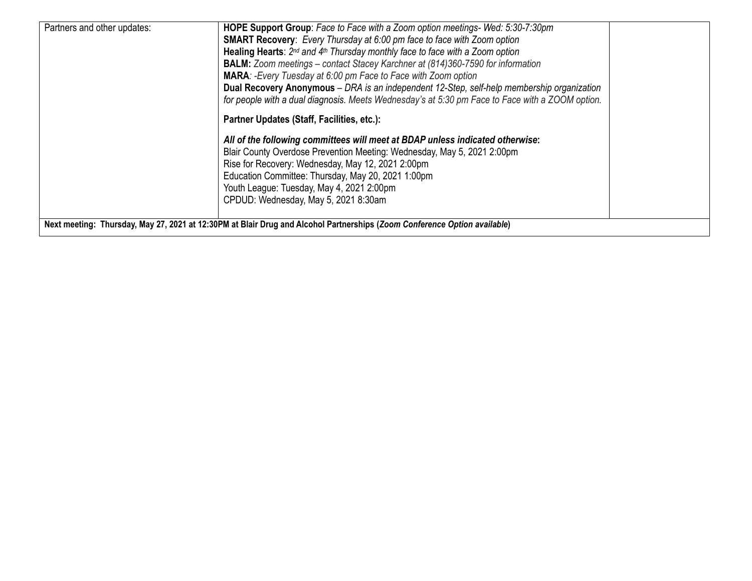| | | |
|---|---|---|
| Partners and other updates: | **HOPE Support Group**: *Face to Face with a Zoom option meetings- Wed: 5:30-7:30pm*<br>**SMART Recovery**: *Every Thursday at 6:00 pm face to face with Zoom option*<br>**Healing Hearts**: *2nd and 4th Thursday monthly face to face with a Zoom option*<br>**BALM:** *Zoom meetings – contact Stacey Karchner at (814)360-7590 for information*<br>**MARA***: -Every Tuesday at 6:00 pm Face to Face with Zoom option*<br>**Dual Recovery Anonymous** – *DRA is an independent 12-Step, self-help membership organization for people with a dual diagnosis. Meets Wednesday's at 5:30 pm Face to Face with a ZOOM option.*<br><br>**Partner Updates (Staff, Facilities, etc.):**<br><br>***All of the following committees will meet at BDAP unless indicated otherwise*:**<br>Blair County Overdose Prevention Meeting: Wednesday, May 5, 2021 2:00pm<br>Rise for Recovery: Wednesday, May 12, 2021 2:00pm<br>Education Committee: Thursday, May 20, 2021 1:00pm<br>Youth League: Tuesday, May 4, 2021 2:00pm<br>CPDUD: Wednesday, May 5, 2021 8:30am | |
| **Next meeting: Thursday, May 27, 2021 at 12:30PM at Blair Drug and Alcohol Partnerships (*Zoom Conference Option available*)** | | |